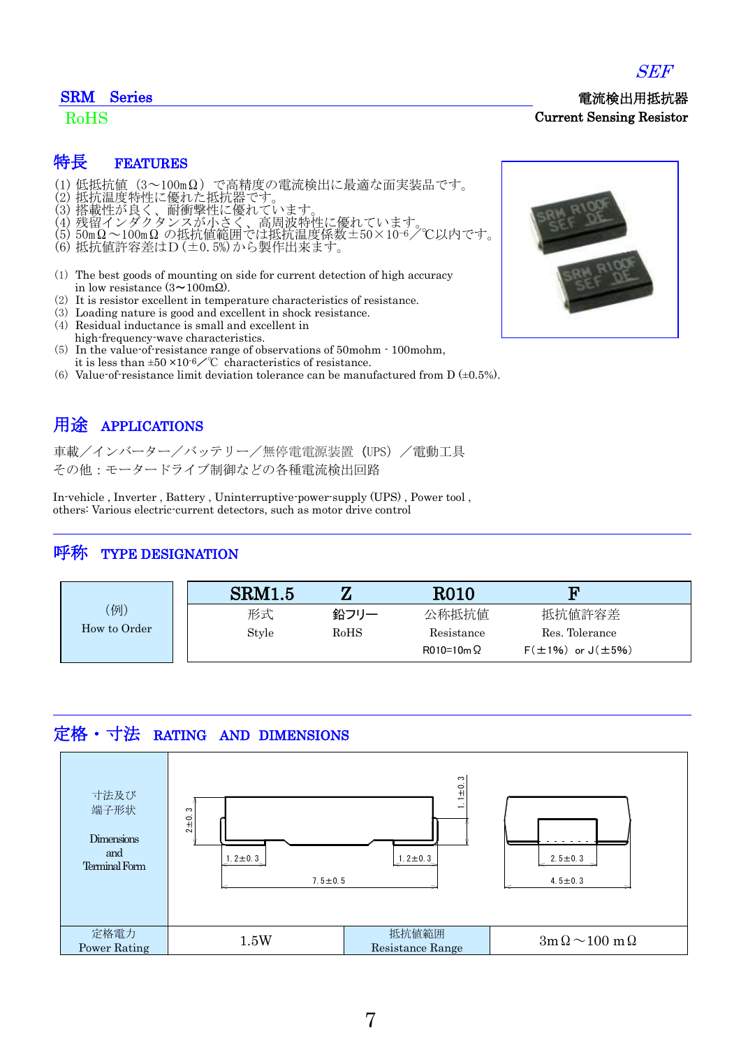SEF

## SRM Series

RoHS

電流検出用抵抗器
Current Sensing Resistor

## 特長 FEATURES

(1) 低抵抗値（3～100mΩ）で高精度の電流検出に最適な面実装品です。
(2) 抵抗温度特性に優れた抵抗器です。
(3) 搭載性が良く、耐衝撃性に優れています。
(4) 残留インダクタンスが小さく、高周波特性に優れています。
(5) 50mΩ～100mΩ の抵抗値範囲では抵抗温度係数±50×10-6／℃以内です。
(6) 抵抗値許容差はD（±0.5%)から製作出来ます。

(1) The best goods of mounting on side for current detection of high accuracy in low resistance (3～100mΩ).
(2) It is resistor excellent in temperature characteristics of resistance.
(3) Loading nature is good and excellent in shock resistance.
(4) Residual inductance is small and excellent in high-frequency-wave characteristics.
(5) In the value-of-resistance range of observations of 50mohm - 100mohm, it is less than ±50 ×10-6／℃ characteristics of resistance.
(6) Value-of-resistance limit deviation tolerance can be manufactured from D (±0.5%).

## 用途 APPLICATIONS

車載／インバーター／バッテリー／無停電電源装置（UPS）／電動工具
その他：モータードライブ制御などの各種電流検出回路

In-vehicle , Inverter , Battery , Uninterruptive-power-supply (UPS) , Power tool , others: Various electric-current detectors, such as motor drive control

## 呼称 TYPE DESIGNATION

| (例) How to Order | SRM1.5 | Z | R010 | F |
|---|---|---|---|---|
| | 形式 Style | 鉛フリー RoHS | 公称抵抗値 Resistance R010=10mΩ | 抵抗値許容差 Res. Tolerance F（±1%） or J（±5%） |

## 定格・寸法 RATING AND DIMENSIONS

| 寸法及び端子形状 Dimensions and Terminal Form | 2±0.3 ; 1.1±0.3 ; 1.2±0.3 ; 1.2±0.3 ; 7.5±0.5 ; 2.5±0.3 ; 4.5±0.3 | | |
|---|---|---|---|
| 定格電力 Power Rating | 1.5W | 抵抗値範囲 Resistance Range | 3mΩ～100 mΩ |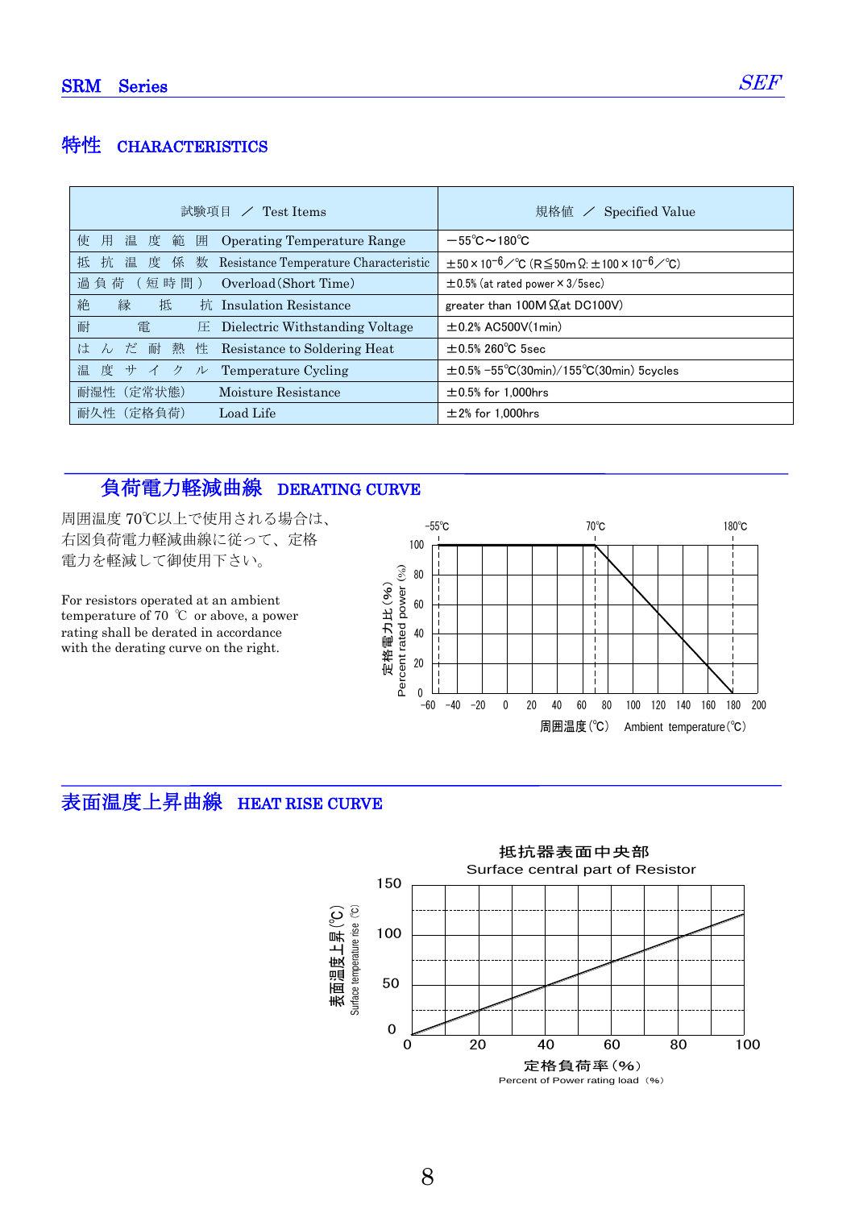## 特性　CHARACTERISTICS

| 試験項目 ／ Test Items | | 規格値 ／ Specified Value |
|---|---|---|
| 使用温度範囲 | Operating Temperature Range | －55℃～180℃ |
| 抵抗温度係数 | Resistance Temperature Characteristic | $\pm 50 \times 10^{-6}$／℃ (R≦50mΩ: $\pm 100 \times 10^{-6}$／℃) |
| 過負荷（短時間） | Overload (Short Time) | ±0.5% (at rated power×3/5sec) |
| 絶縁抵抗 | Insulation Resistance | greater than 100MΩ(at DC100V) |
| 耐電圧 | Dielectric Withstanding Voltage | ±0.2% AC500V(1min) |
| はんだ耐熱性 | Resistance to Soldering Heat | ±0.5% 260℃ 5sec |
| 温度サイクル | Temperature Cycling | ±0.5% −55℃(30min)/155℃(30min) 5cycles |
| 耐湿性（定常状態） | Moisture Resistance | ±0.5% for 1,000hrs |
| 耐久性（定格負荷） | Load Life | ±2% for 1,000hrs |

## 負荷電力軽減曲線　DERATING CURVE

周囲温度 70℃以上で使用される場合は、右図負荷電力軽減曲線に従って、定格電力を軽減して御使用下さい。

For resistors operated at an ambient temperature of 70 ℃ or above, a power rating shall be derated in accordance with the derating curve on the right.

-55℃　70℃　180℃

定格電力比 (%) Percent rated power (%)

0 20 40 60 80 100

−60 −40 −20 0 20 40 60 80 100 120 140 160 180 200

周囲温度(℃)　Ambient temperature(℃)

## 表面温度上昇曲線　HEAT RISE CURVE

抵抗器表面中央部
Surface central part of Resistor

表面温度上昇 (℃) Surface temperature rise (℃)

0 50 100 150

0 20 40 60 80 100

定格負荷率 (%)
Percent of Power rating load (%)